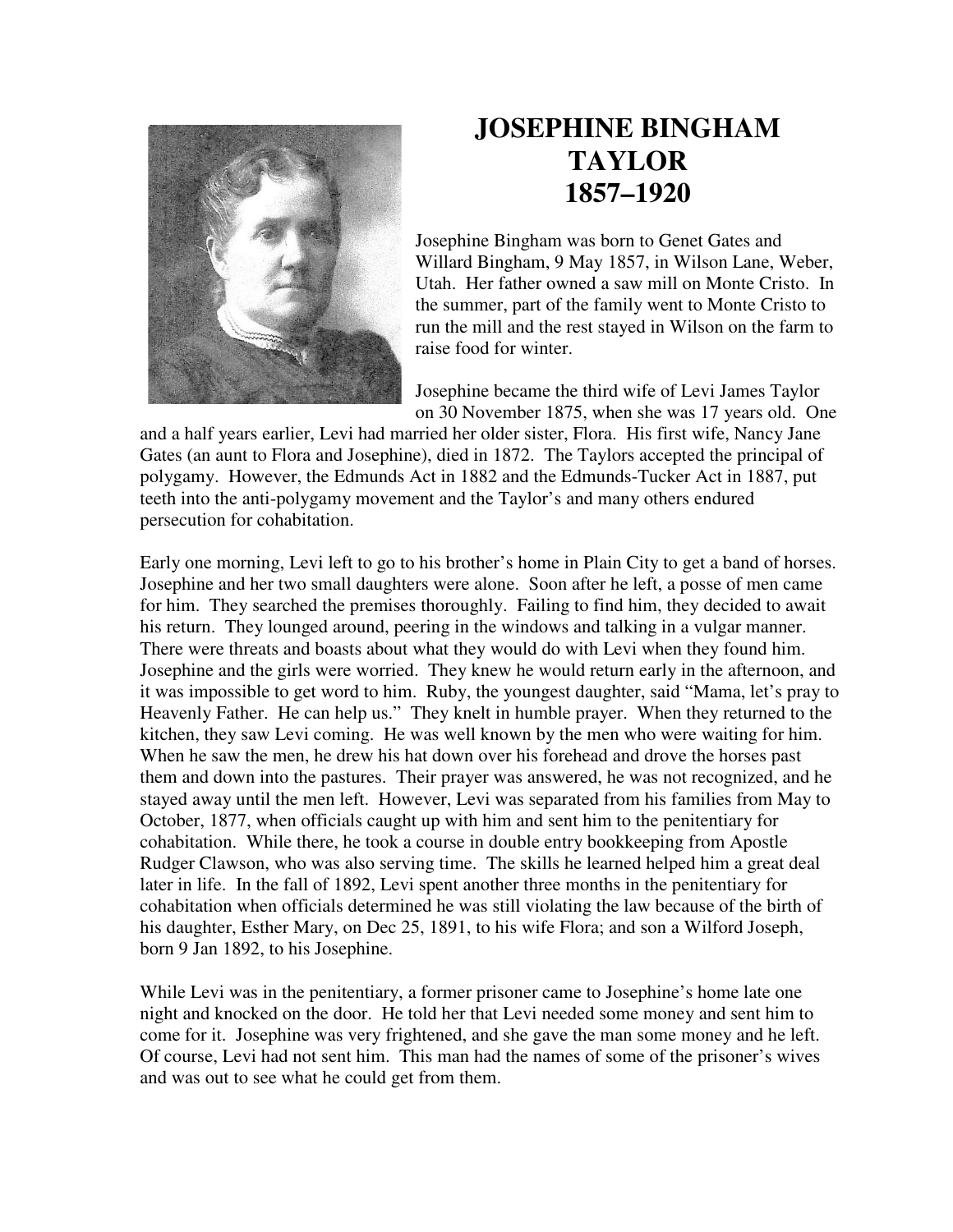# JOSEPHINE BINGHAM TAYLOR 1857–1920

Josephine Bingham was born to Genet Gates and Willard Bingham, 9 May 1857, in Wilson Lane, Weber, Utah. Her father owned a saw mill on Monte Cristo. In the summer, part of the family went to Monte Cristo to run the mill and the rest stayed in Wilson on the farm to raise food for winter.

Josephine became the third wife of Levi James Taylor on 30 November 1875, when she was 17 years old. One and a half years earlier, Levi had married her older sister, Flora. His first wife, Nancy Jane Gates (an aunt to Flora and Josephine), died in 1872. The Taylors accepted the principal of polygamy. However, the Edmunds Act in 1882 and the Edmunds-Tucker Act in 1887, put teeth into the anti-polygamy movement and the Taylor's and many others endured persecution for cohabitation.

Early one morning, Levi left to go to his brother's home in Plain City to get a band of horses. Josephine and her two small daughters were alone. Soon after he left, a posse of men came for him. They searched the premises thoroughly. Failing to find him, they decided to await his return. They lounged around, peering in the windows and talking in a vulgar manner. There were threats and boasts about what they would do with Levi when they found him. Josephine and the girls were worried. They knew he would return early in the afternoon, and it was impossible to get word to him. Ruby, the youngest daughter, said "Mama, let's pray to Heavenly Father. He can help us." They knelt in humble prayer. When they returned to the kitchen, they saw Levi coming. He was well known by the men who were waiting for him. When he saw the men, he drew his hat down over his forehead and drove the horses past them and down into the pastures. Their prayer was answered, he was not recognized, and he stayed away until the men left. However, Levi was separated from his families from May to October, 1877, when officials caught up with him and sent him to the penitentiary for cohabitation. While there, he took a course in double entry bookkeeping from Apostle Rudger Clawson, who was also serving time. The skills he learned helped him a great deal later in life. In the fall of 1892, Levi spent another three months in the penitentiary for cohabitation when officials determined he was still violating the law because of the birth of his daughter, Esther Mary, on Dec 25, 1891, to his wife Flora; and son a Wilford Joseph, born 9 Jan 1892, to his Josephine.

While Levi was in the penitentiary, a former prisoner came to Josephine's home late one night and knocked on the door. He told her that Levi needed some money and sent him to come for it. Josephine was very frightened, and she gave the man some money and he left. Of course, Levi had not sent him. This man had the names of some of the prisoner's wives and was out to see what he could get from them.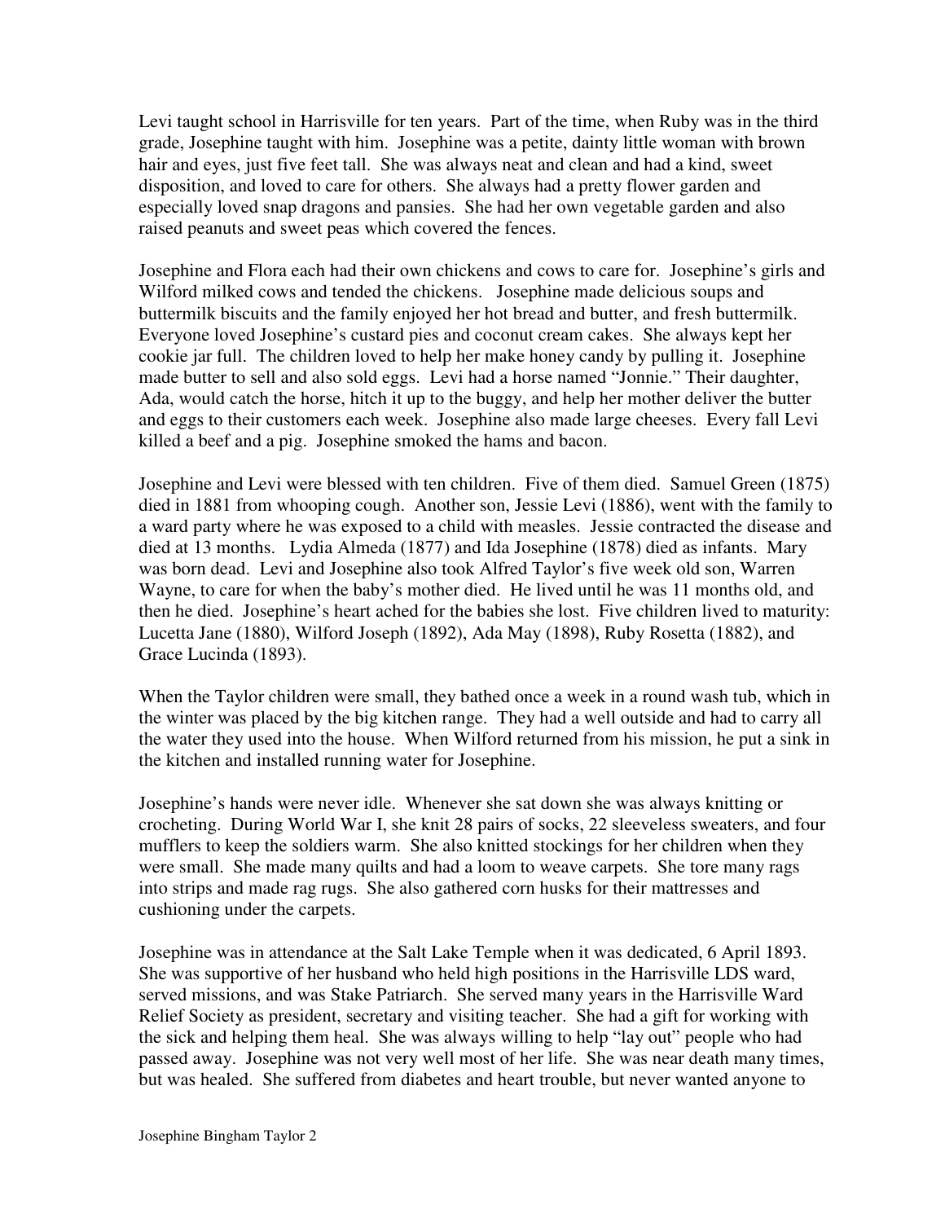Levi taught school in Harrisville for ten years. Part of the time, when Ruby was in the third grade, Josephine taught with him. Josephine was a petite, dainty little woman with brown hair and eyes, just five feet tall. She was always neat and clean and had a kind, sweet disposition, and loved to care for others. She always had a pretty flower garden and especially loved snap dragons and pansies. She had her own vegetable garden and also raised peanuts and sweet peas which covered the fences.

Josephine and Flora each had their own chickens and cows to care for. Josephine's girls and Wilford milked cows and tended the chickens. Josephine made delicious soups and buttermilk biscuits and the family enjoyed her hot bread and butter, and fresh buttermilk. Everyone loved Josephine's custard pies and coconut cream cakes. She always kept her cookie jar full. The children loved to help her make honey candy by pulling it. Josephine made butter to sell and also sold eggs. Levi had a horse named "Jonnie." Their daughter, Ada, would catch the horse, hitch it up to the buggy, and help her mother deliver the butter and eggs to their customers each week. Josephine also made large cheeses. Every fall Levi killed a beef and a pig. Josephine smoked the hams and bacon.

Josephine and Levi were blessed with ten children. Five of them died. Samuel Green (1875) died in 1881 from whooping cough. Another son, Jessie Levi (1886), went with the family to a ward party where he was exposed to a child with measles. Jessie contracted the disease and died at 13 months. Lydia Almeda (1877) and Ida Josephine (1878) died as infants. Mary was born dead. Levi and Josephine also took Alfred Taylor's five week old son, Warren Wayne, to care for when the baby's mother died. He lived until he was 11 months old, and then he died. Josephine's heart ached for the babies she lost. Five children lived to maturity: Lucetta Jane (1880), Wilford Joseph (1892), Ada May (1898), Ruby Rosetta (1882), and Grace Lucinda (1893).

When the Taylor children were small, they bathed once a week in a round wash tub, which in the winter was placed by the big kitchen range. They had a well outside and had to carry all the water they used into the house. When Wilford returned from his mission, he put a sink in the kitchen and installed running water for Josephine.

Josephine's hands were never idle. Whenever she sat down she was always knitting or crocheting. During World War I, she knit 28 pairs of socks, 22 sleeveless sweaters, and four mufflers to keep the soldiers warm. She also knitted stockings for her children when they were small. She made many quilts and had a loom to weave carpets. She tore many rags into strips and made rag rugs. She also gathered corn husks for their mattresses and cushioning under the carpets.

Josephine was in attendance at the Salt Lake Temple when it was dedicated, 6 April 1893. She was supportive of her husband who held high positions in the Harrisville LDS ward, served missions, and was Stake Patriarch. She served many years in the Harrisville Ward Relief Society as president, secretary and visiting teacher. She had a gift for working with the sick and helping them heal. She was always willing to help "lay out" people who had passed away. Josephine was not very well most of her life. She was near death many times, but was healed. She suffered from diabetes and heart trouble, but never wanted anyone to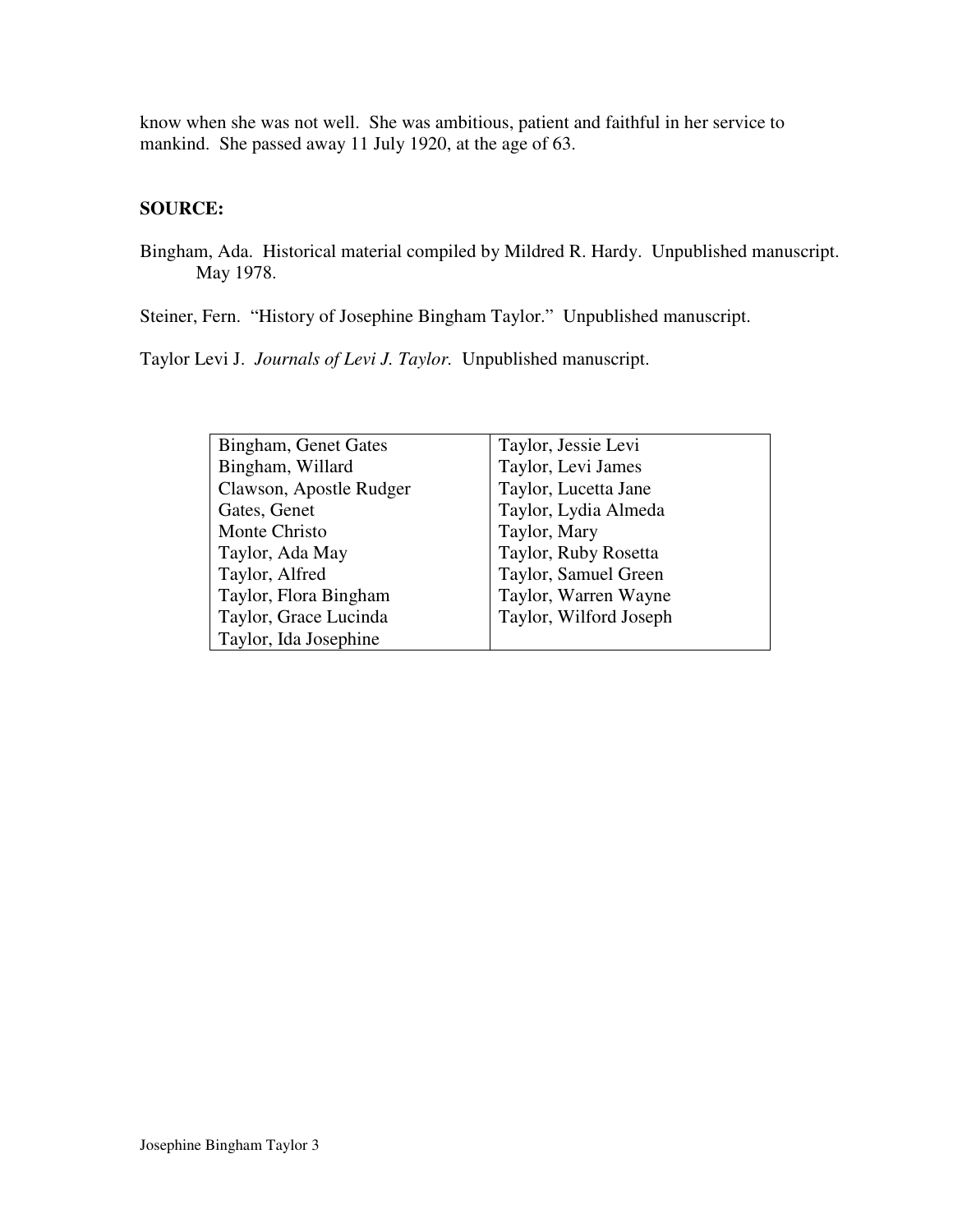know when she was not well. She was ambitious, patient and faithful in her service to mankind. She passed away 11 July 1920, at the age of 63.

**SOURCE:**

Bingham, Ada. Historical material compiled by Mildred R. Hardy. Unpublished manuscript. May 1978.

Steiner, Fern. "History of Josephine Bingham Taylor." Unpublished manuscript.

Taylor Levi J. *Journals of Levi J. Taylor.* Unpublished manuscript.

| | |
|---|---|
| Bingham, Genet Gates | Taylor, Jessie Levi |
| Bingham, Willard | Taylor, Levi James |
| Clawson, Apostle Rudger | Taylor, Lucetta Jane |
| Gates, Genet | Taylor, Lydia Almeda |
| Monte Christo | Taylor, Mary |
| Taylor, Ada May | Taylor, Ruby Rosetta |
| Taylor, Alfred | Taylor, Samuel Green |
| Taylor, Flora Bingham | Taylor, Warren Wayne |
| Taylor, Grace Lucinda | Taylor, Wilford Joseph |
| Taylor, Ida Josephine | |